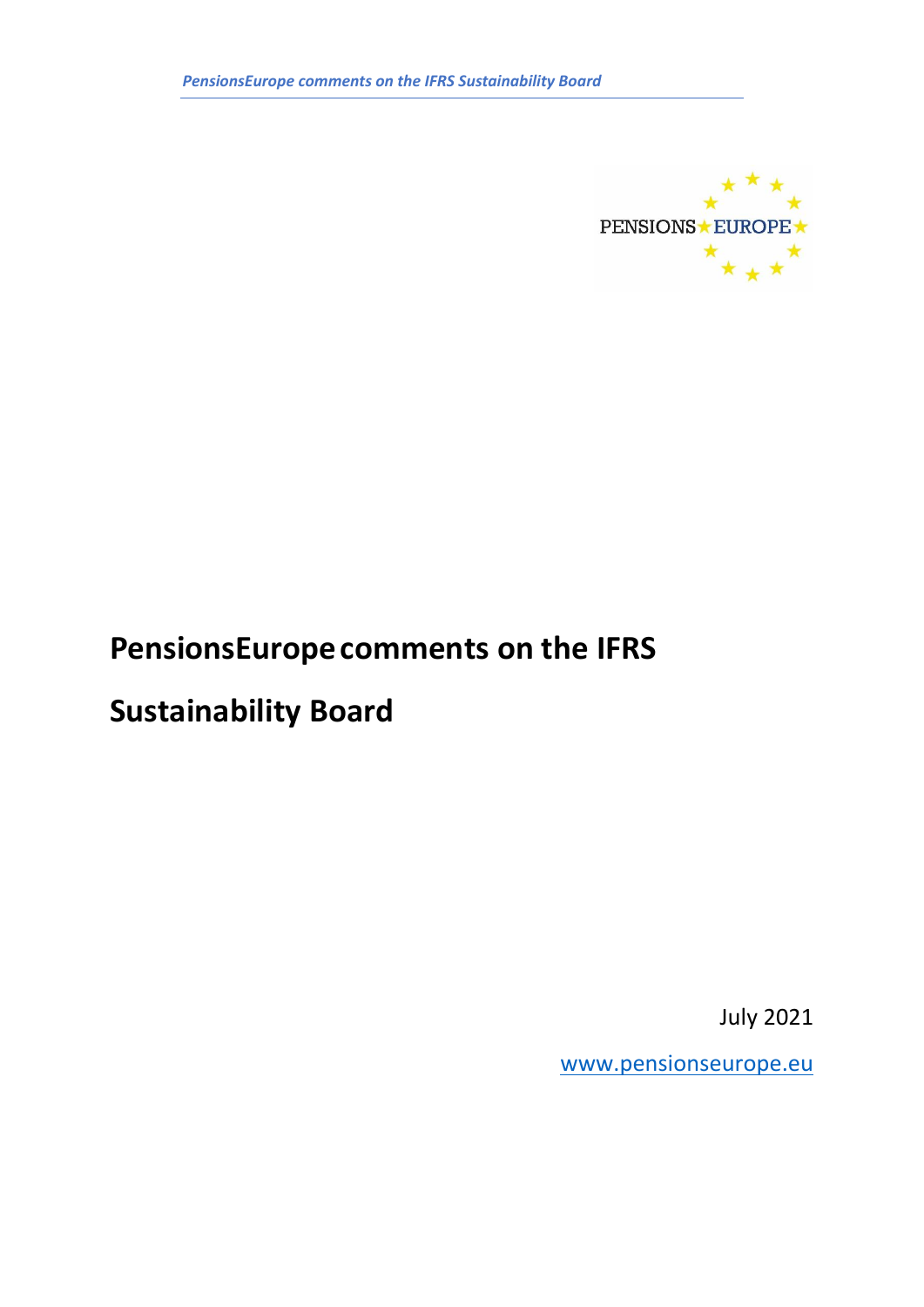# PensionsEurope comments on the IFRS Sustainability Board

July 2021

www.pensionseurope.eu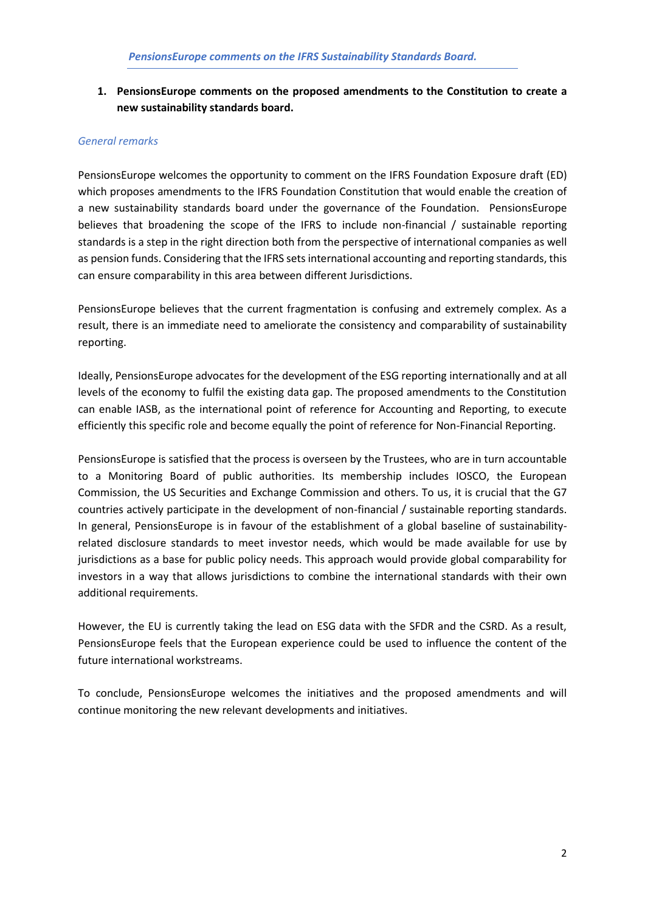*PensionsEurope comments on the IFRS Sustainability Standards Board.*

1. **PensionsEurope comments on the proposed amendments to the Constitution to create a new sustainability standards board.**

*General remarks*

PensionsEurope welcomes the opportunity to comment on the IFRS Foundation Exposure draft (ED) which proposes amendments to the IFRS Foundation Constitution that would enable the creation of a new sustainability standards board under the governance of the Foundation. PensionsEurope believes that broadening the scope of the IFRS to include non-financial / sustainable reporting standards is a step in the right direction both from the perspective of international companies as well as pension funds. Considering that the IFRS sets international accounting and reporting standards, this can ensure comparability in this area between different Jurisdictions.

PensionsEurope believes that the current fragmentation is confusing and extremely complex. As a result, there is an immediate need to ameliorate the consistency and comparability of sustainability reporting.

Ideally, PensionsEurope advocates for the development of the ESG reporting internationally and at all levels of the economy to fulfil the existing data gap. The proposed amendments to the Constitution can enable IASB, as the international point of reference for Accounting and Reporting, to execute efficiently this specific role and become equally the point of reference for Non-Financial Reporting.

PensionsEurope is satisfied that the process is overseen by the Trustees, who are in turn accountable to a Monitoring Board of public authorities. Its membership includes IOSCO, the European Commission, the US Securities and Exchange Commission and others. To us, it is crucial that the G7 countries actively participate in the development of non-financial / sustainable reporting standards. In general, PensionsEurope is in favour of the establishment of a global baseline of sustainability-related disclosure standards to meet investor needs, which would be made available for use by jurisdictions as a base for public policy needs. This approach would provide global comparability for investors in a way that allows jurisdictions to combine the international standards with their own additional requirements.

However, the EU is currently taking the lead on ESG data with the SFDR and the CSRD. As a result, PensionsEurope feels that the European experience could be used to influence the content of the future international workstreams.

To conclude, PensionsEurope welcomes the initiatives and the proposed amendments and will continue monitoring the new relevant developments and initiatives.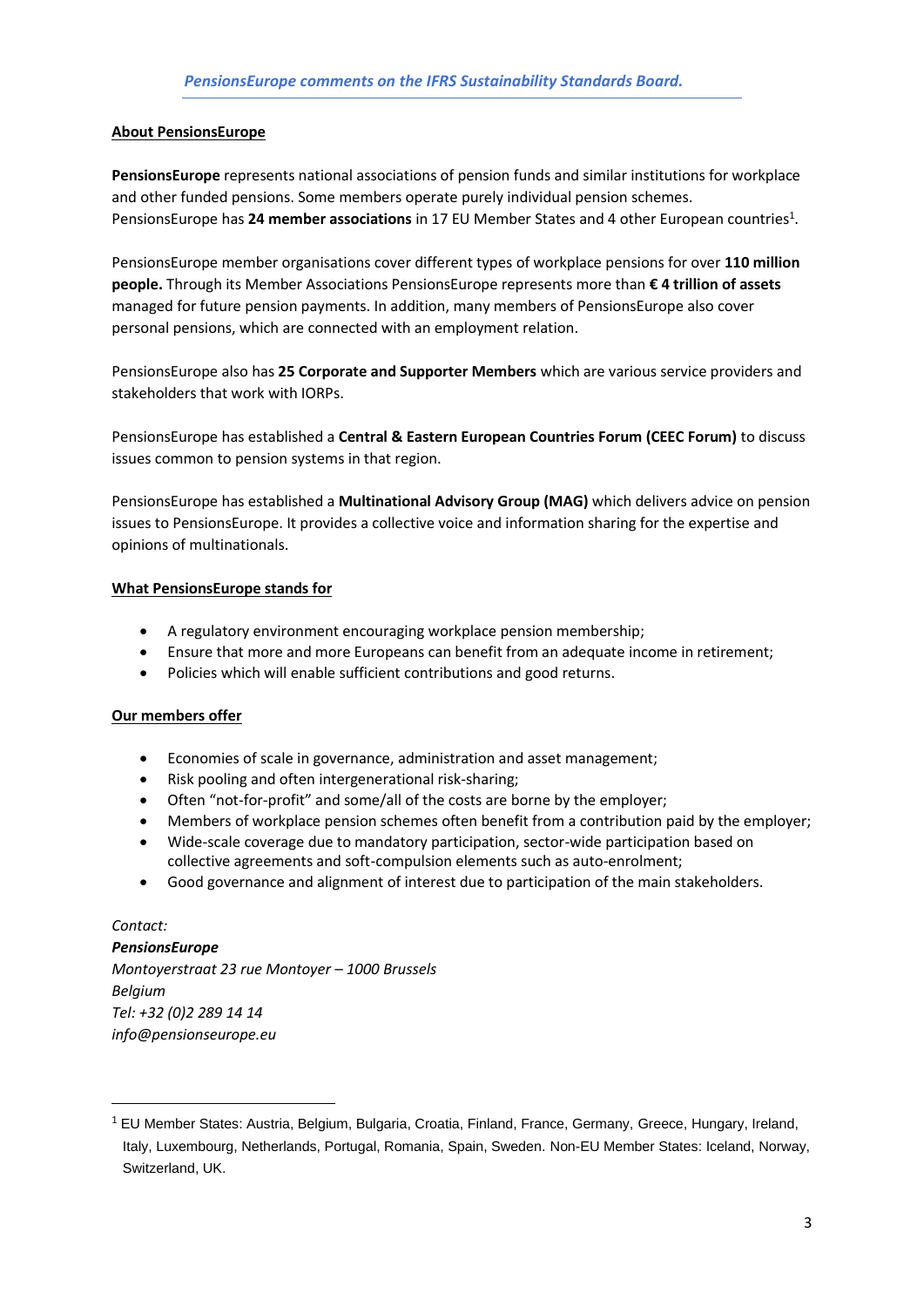*PensionsEurope comments on the IFRS Sustainability Standards Board.*

## About PensionsEurope

**PensionsEurope** represents national associations of pension funds and similar institutions for workplace and other funded pensions. Some members operate purely individual pension schemes. PensionsEurope has **24 member associations** in 17 EU Member States and 4 other European countries[1].

PensionsEurope member organisations cover different types of workplace pensions for over **110 million people.** Through its Member Associations PensionsEurope represents more than **€ 4 trillion of assets** managed for future pension payments. In addition, many members of PensionsEurope also cover personal pensions, which are connected with an employment relation.

PensionsEurope also has **25 Corporate and Supporter Members** which are various service providers and stakeholders that work with IORPs.

PensionsEurope has established a **Central & Eastern European Countries Forum (CEEC Forum)** to discuss issues common to pension systems in that region.

PensionsEurope has established a **Multinational Advisory Group (MAG)** which delivers advice on pension issues to PensionsEurope. It provides a collective voice and information sharing for the expertise and opinions of multinationals.

## What PensionsEurope stands for

- A regulatory environment encouraging workplace pension membership;
- Ensure that more and more Europeans can benefit from an adequate income in retirement;
- Policies which will enable sufficient contributions and good returns.

## Our members offer

- Economies of scale in governance, administration and asset management;
- Risk pooling and often intergenerational risk-sharing;
- Often "not-for-profit" and some/all of the costs are borne by the employer;
- Members of workplace pension schemes often benefit from a contribution paid by the employer;
- Wide-scale coverage due to mandatory participation, sector-wide participation based on collective agreements and soft-compulsion elements such as auto-enrolment;
- Good governance and alignment of interest due to participation of the main stakeholders.

*Contact:*
***PensionsEurope***
*Montoyerstraat 23 rue Montoyer – 1000 Brussels*
*Belgium*
*Tel: +32 (0)2 289 14 14*
*info@pensionseurope.eu*

---

[1] EU Member States: Austria, Belgium, Bulgaria, Croatia, Finland, France, Germany, Greece, Hungary, Ireland, Italy, Luxembourg, Netherlands, Portugal, Romania, Spain, Sweden. Non-EU Member States: Iceland, Norway, Switzerland, UK.